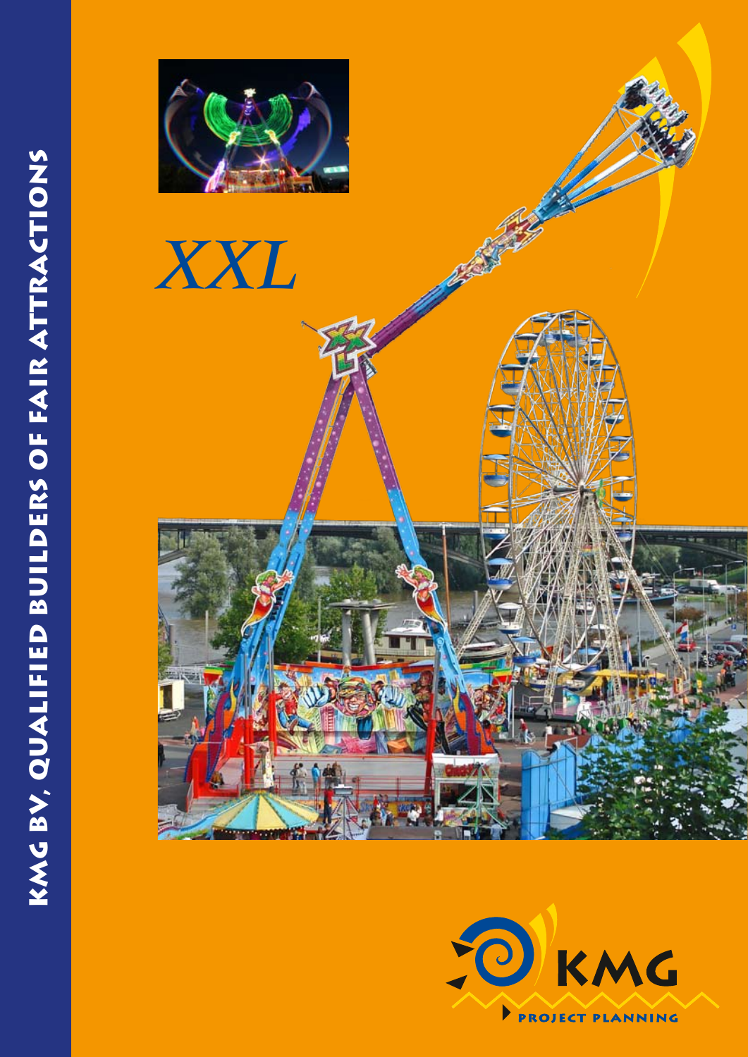KMG BV, QUALIFIED BUILDERS OF FAIR ATTRACTIONS

# *XXL*

KMG

PROJECT PLANNING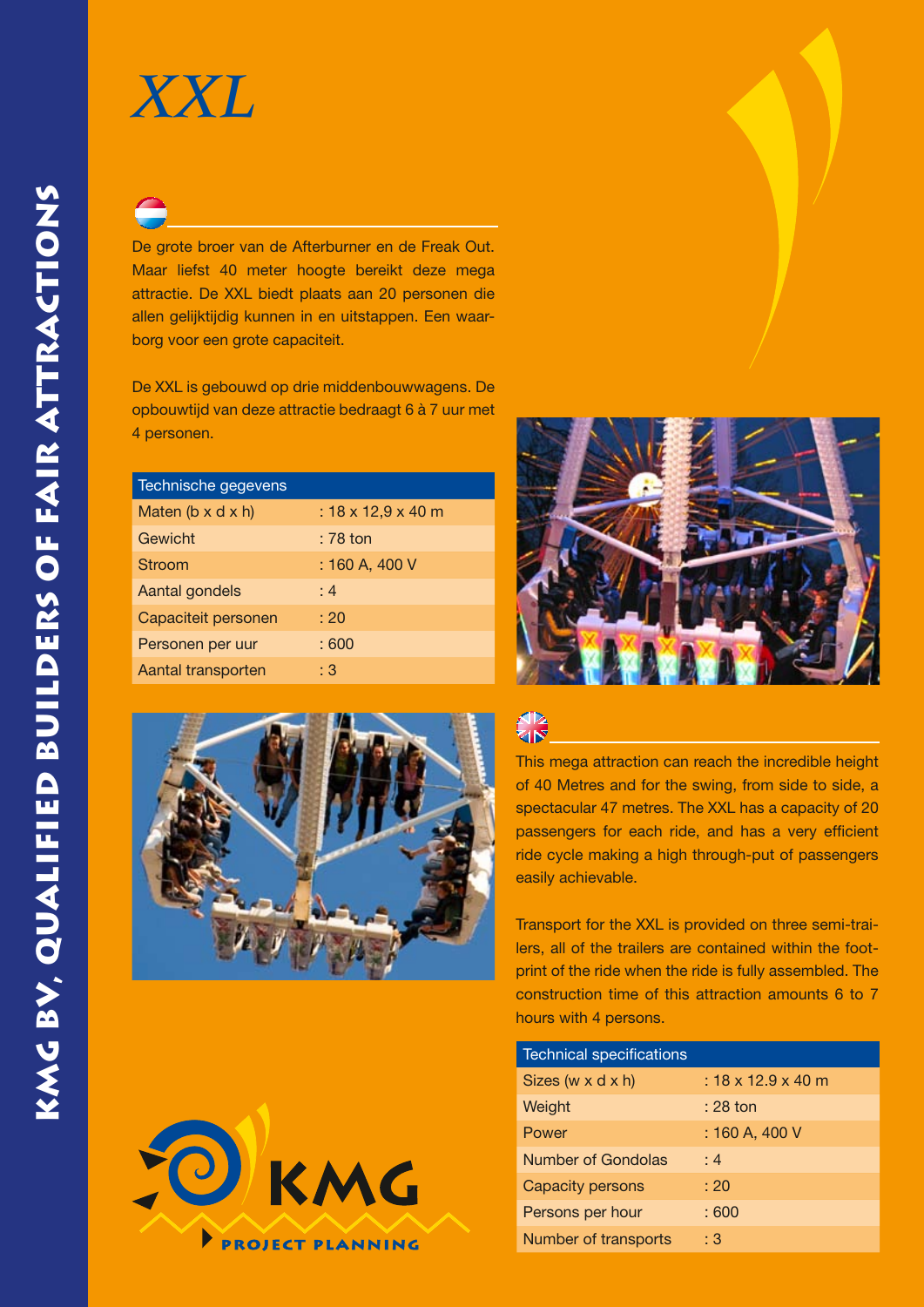# XXL

De grote broer van de Afterburner en de Freak Out. Maar liefst 40 meter hoogte bereikt deze mega attractie. De XXL biedt plaats aan 20 personen die allen gelijktijdig kunnen in en uitstappen. Een waarborg voor een grote capaciteit.

De XXL is gebouwd op drie middenbouwwagens. De opbouwtijd van deze attractie bedraagt 6 à 7 uur met 4 personen.

| Technische gegevens | |
|---|---|
| Maten (b x d x h) | : 18 x 12,9 x 40 m |
| Gewicht | : 78 ton |
| Stroom | : 160 A, 400 V |
| Aantal gondels | : 4 |
| Capaciteit personen | : 20 |
| Personen per uur | : 600 |
| Aantal transporten | : 3 |

This mega attraction can reach the incredible height of 40 Metres and for the swing, from side to side, a spectacular 47 metres. The XXL has a capacity of 20 passengers for each ride, and has a very efficient ride cycle making a high through-put of passengers easily achievable.

Transport for the XXL is provided on three semi-trailers, all of the trailers are contained within the footprint of the ride when the ride is fully assembled. The construction time of this attraction amounts 6 to 7 hours with 4 persons.

| Technical specifications | |
|---|---|
| Sizes (w x d x h) | : 18 x 12.9 x 40 m |
| Weight | : 28 ton |
| Power | : 160 A, 400 V |
| Number of Gondolas | : 4 |
| Capacity persons | : 20 |
| Persons per hour | : 600 |
| Number of transports | : 3 |

KMG PROJECT PLANNING

KMG BV, QUALIFIED BUILDERS OF FAIR ATTRACTIONS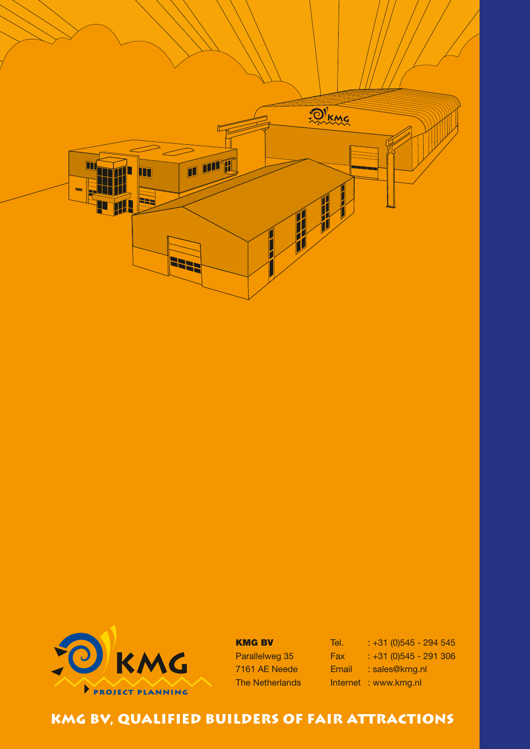**KMG BV**
Parallelweg 35
7161 AE Neede
The Netherlands

Tel. : +31 (0)545 - 294 545
Fax : +31 (0)545 - 291 306
Email : sales@kmg.nl
Internet : www.kmg.nl

KMG BV, QUALIFIED BUILDERS OF FAIR ATTRACTIONS